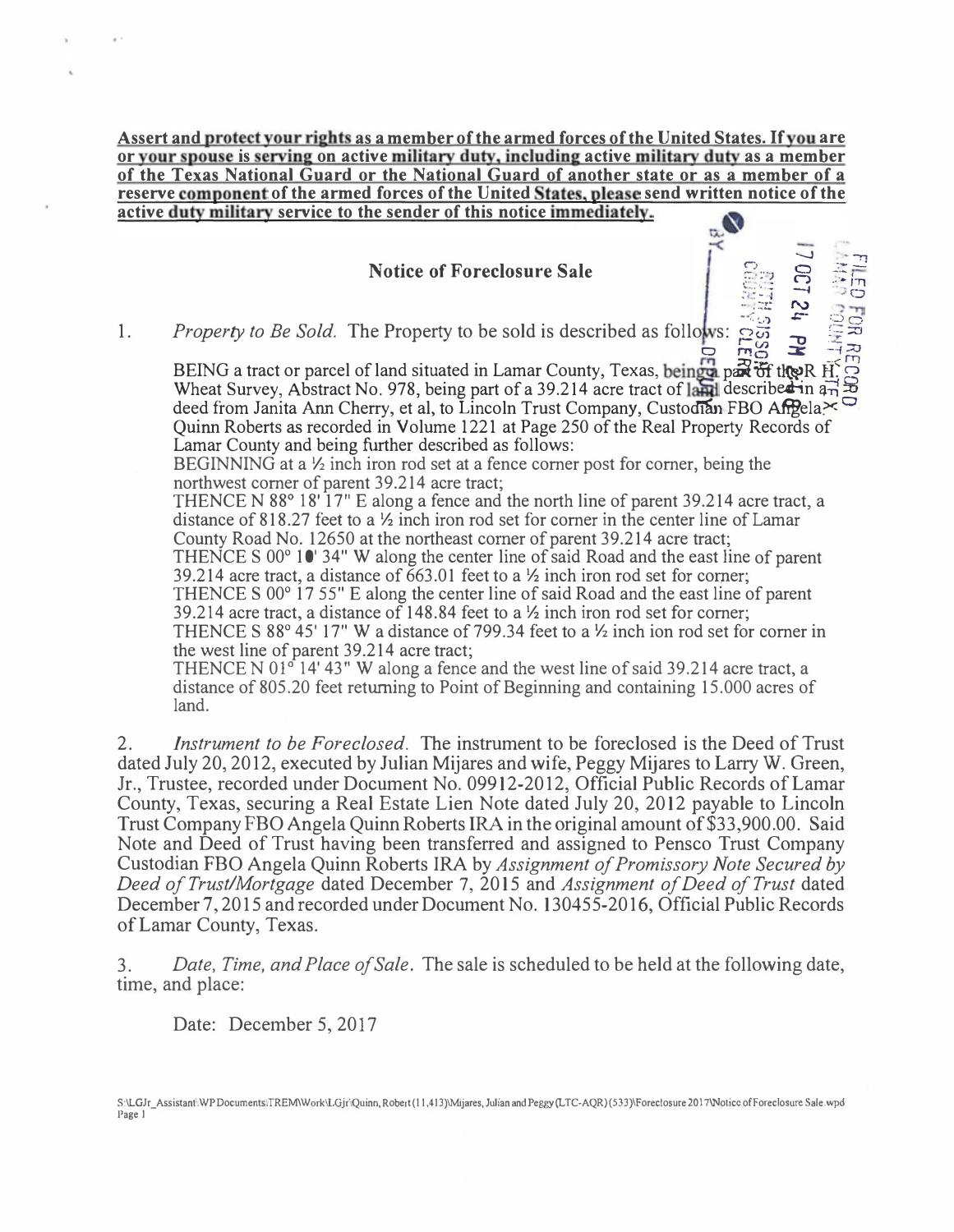**Assert and protect your rights as a member of the armed forces of the United States. If you are or your spouse is serving on active military duty, including active military duty as a member of the Texas National Guard or the National Guard of another state or as a member of a reserve component of the armed forces of the United States, please send written notice of the active duty military service to the sender of this notice immediately.**

FILED FOR RECORD LAMAR COUNTY, TEXAS

17 OCT 24 PM 2:08

RUTH SISSOM COUNTY CLERK

BY _______ DEPUTY

## Notice of Foreclosure Sale

1. *Property to Be Sold.* The Property to be sold is described as follows:

BEING a tract or parcel of land situated in Lamar County, Texas, being a part of the R H. Wheat Survey, Abstract No. 978, being part of a 39.214 acre tract of land described in a deed from Janita Ann Cherry, et al, to Lincoln Trust Company, Custodian FBO Angela Quinn Roberts as recorded in Volume 1221 at Page 250 of the Real Property Records of Lamar County and being further described as follows:

BEGINNING at a ½ inch iron rod set at a fence corner post for corner, being the northwest corner of parent 39.214 acre tract;

THENCE N 88° 18' 17" E along a fence and the north line of parent 39.214 acre tract, a distance of 818.27 feet to a ½ inch iron rod set for corner in the center line of Lamar County Road No. 12650 at the northeast corner of parent 39.214 acre tract;

THENCE S 00° 10' 34" W along the center line of said Road and the east line of parent 39.214 acre tract, a distance of 663.01 feet to a ½ inch iron rod set for corner;

THENCE S 00° 17 55" E along the center line of said Road and the east line of parent 39.214 acre tract, a distance of 148.84 feet to a ½ inch iron rod set for corner;

THENCE S 88° 45' 17" W a distance of 799.34 feet to a ½ inch ion rod set for corner in the west line of parent 39.214 acre tract;

THENCE N 01° 14' 43" W along a fence and the west line of said 39.214 acre tract, a distance of 805.20 feet returning to Point of Beginning and containing 15.000 acres of land.

2. *Instrument to be Foreclosed.* The instrument to be foreclosed is the Deed of Trust dated July 20, 2012, executed by Julian Mijares and wife, Peggy Mijares to Larry W. Green, Jr., Trustee, recorded under Document No. 09912-2012, Official Public Records of Lamar County, Texas, securing a Real Estate Lien Note dated July 20, 2012 payable to Lincoln Trust Company FBO Angela Quinn Roberts IRA in the original amount of $33,900.00. Said Note and Deed of Trust having been transferred and assigned to Pensco Trust Company Custodian FBO Angela Quinn Roberts IRA by *Assignment of Promissory Note Secured by Deed of Trust/Mortgage* dated December 7, 2015 and *Assignment of Deed of Trust* dated December 7, 2015 and recorded under Document No. 130455-2016, Official Public Records of Lamar County, Texas.

3. *Date, Time, and Place of Sale.* The sale is scheduled to be held at the following date, time, and place:

Date: December 5, 2017

S:\LGJr_Assistant\WP Documents\TREM\Work\LGjr\Quinn, Robert (11,413)\Mijares, Julian and Peggy (LTC-AQR) (533)\Foreclosure 2017\Notice of Foreclosure Sale.wpd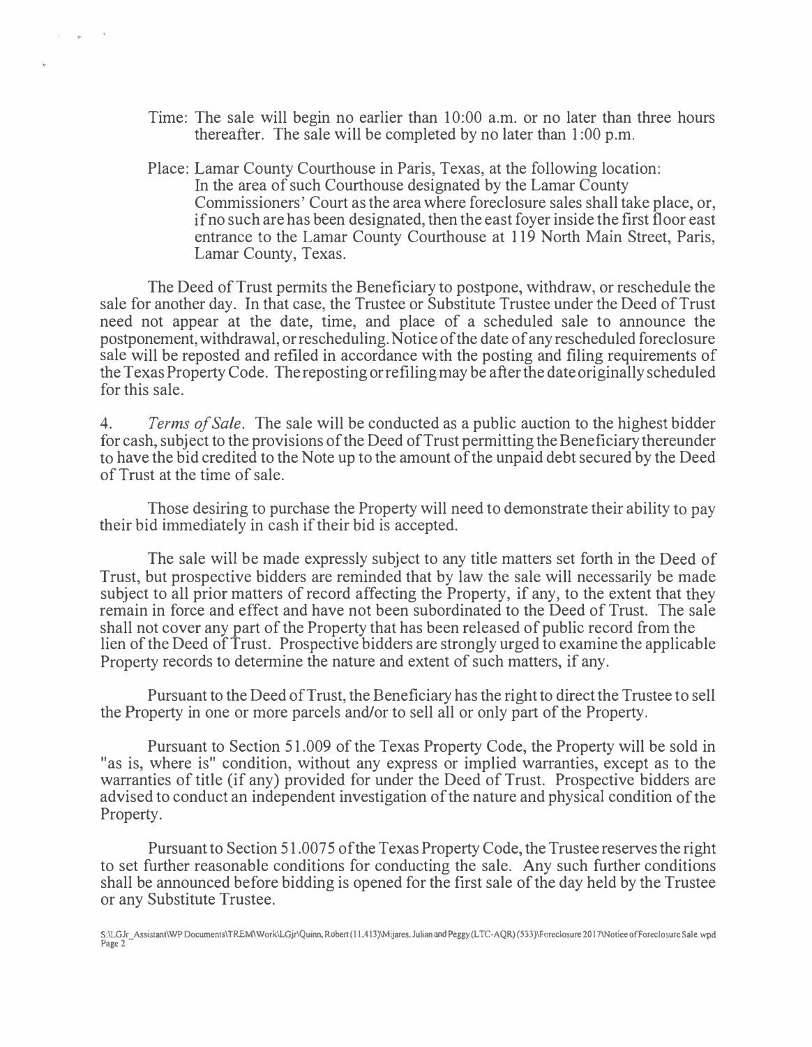Time: The sale will begin no earlier than 10:00 a.m. or no later than three hours thereafter. The sale will be completed by no later than 1:00 p.m.

Place: Lamar County Courthouse in Paris, Texas, at the following location: In the area of such Courthouse designated by the Lamar County Commissioners' Court as the area where foreclosure sales shall take place, or, if no such are has been designated, then the east foyer inside the first floor east entrance to the Lamar County Courthouse at 119 North Main Street, Paris, Lamar County, Texas.

The Deed of Trust permits the Beneficiary to postpone, withdraw, or reschedule the sale for another day. In that case, the Trustee or Substitute Trustee under the Deed of Trust need not appear at the date, time, and place of a scheduled sale to announce the postponement, withdrawal, or rescheduling. Notice of the date of any rescheduled foreclosure sale will be reposted and refiled in accordance with the posting and filing requirements of the Texas Property Code. The reposting or refiling may be after the date originally scheduled for this sale.

4. *Terms of Sale*. The sale will be conducted as a public auction to the highest bidder for cash, subject to the provisions of the Deed of Trust permitting the Beneficiary thereunder to have the bid credited to the Note up to the amount of the unpaid debt secured by the Deed of Trust at the time of sale.

Those desiring to purchase the Property will need to demonstrate their ability to pay their bid immediately in cash if their bid is accepted.

The sale will be made expressly subject to any title matters set forth in the Deed of Trust, but prospective bidders are reminded that by law the sale will necessarily be made subject to all prior matters of record affecting the Property, if any, to the extent that they remain in force and effect and have not been subordinated to the Deed of Trust. The sale shall not cover any part of the Property that has been released of public record from the lien of the Deed of Trust. Prospective bidders are strongly urged to examine the applicable Property records to determine the nature and extent of such matters, if any.

Pursuant to the Deed of Trust, the Beneficiary has the right to direct the Trustee to sell the Property in one or more parcels and/or to sell all or only part of the Property.

Pursuant to Section 51.009 of the Texas Property Code, the Property will be sold in "as is, where is" condition, without any express or implied warranties, except as to the warranties of title (if any) provided for under the Deed of Trust. Prospective bidders are advised to conduct an independent investigation of the nature and physical condition of the Property.

Pursuant to Section 51.0075 of the Texas Property Code, the Trustee reserves the right to set further reasonable conditions for conducting the sale. Any such further conditions shall be announced before bidding is opened for the first sale of the day held by the Trustee or any Substitute Trustee.

S:\LGJr_Assistant\WP Documents\TREM\Work\LGjr\Quinn, Robert (11,413)\Mijares, Julian and Peggy (LTC-AQR) (533)\Foreclosure 2017\Notice of Foreclosure Sale.wpd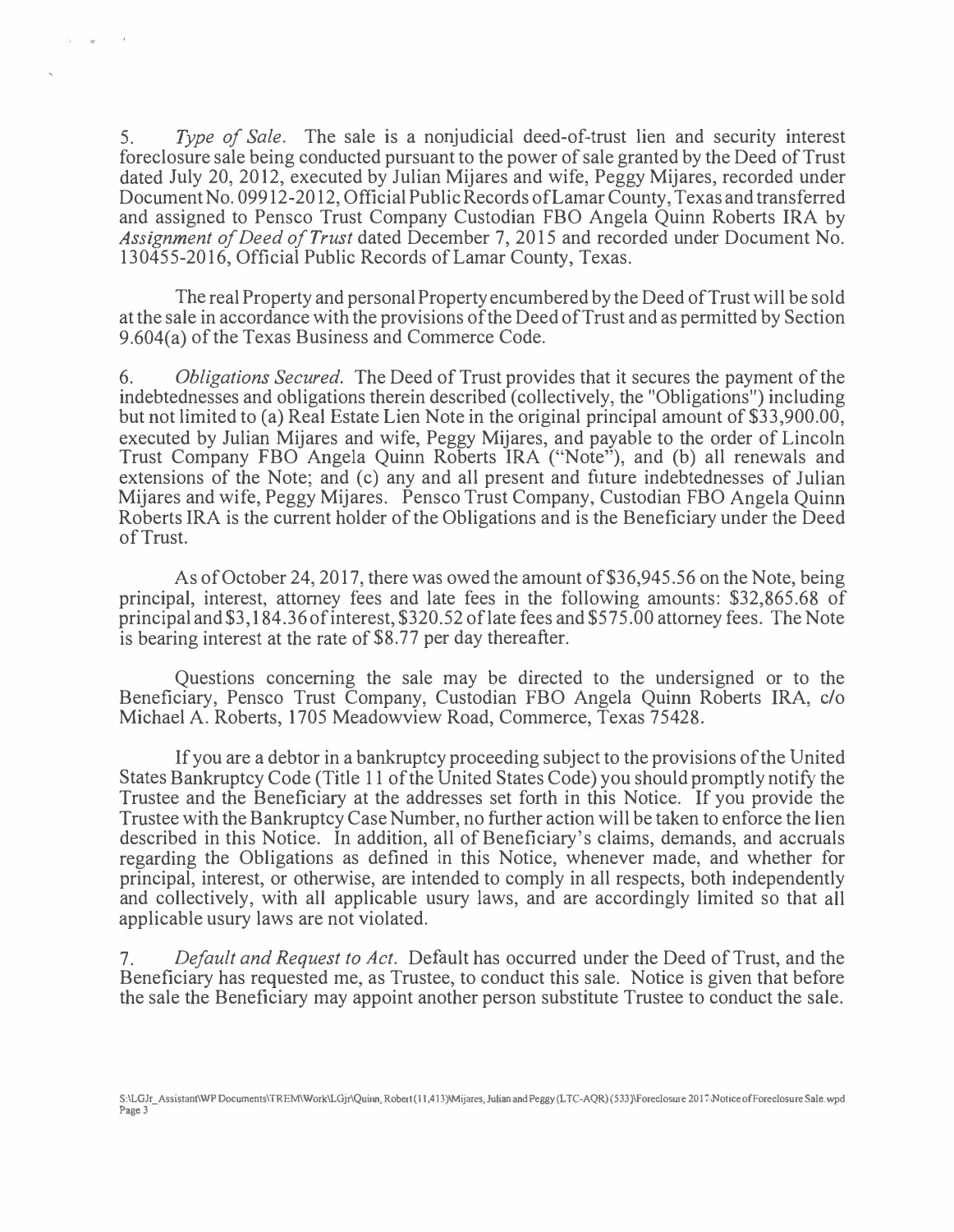5. *Type of Sale.* The sale is a nonjudicial deed-of-trust lien and security interest foreclosure sale being conducted pursuant to the power of sale granted by the Deed of Trust dated July 20, 2012, executed by Julian Mijares and wife, Peggy Mijares, recorded under Document No. 09912-2012, Official Public Records of Lamar County, Texas and transferred and assigned to Pensco Trust Company Custodian FBO Angela Quinn Roberts IRA by *Assignment of Deed of Trust* dated December 7, 2015 and recorded under Document No. 130455-2016, Official Public Records of Lamar County, Texas.

The real Property and personal Property encumbered by the Deed of Trust will be sold at the sale in accordance with the provisions of the Deed of Trust and as permitted by Section 9.604(a) of the Texas Business and Commerce Code.

6. *Obligations Secured.* The Deed of Trust provides that it secures the payment of the indebtednesses and obligations therein described (collectively, the "Obligations") including but not limited to (a) Real Estate Lien Note in the original principal amount of $33,900.00, executed by Julian Mijares and wife, Peggy Mijares, and payable to the order of Lincoln Trust Company FBO Angela Quinn Roberts IRA ("Note"), and (b) all renewals and extensions of the Note; and (c) any and all present and future indebtednesses of Julian Mijares and wife, Peggy Mijares. Pensco Trust Company, Custodian FBO Angela Quinn Roberts IRA is the current holder of the Obligations and is the Beneficiary under the Deed of Trust.

As of October 24, 2017, there was owed the amount of $36,945.56 on the Note, being principal, interest, attorney fees and late fees in the following amounts: $32,865.68 of principal and $3,184.36 of interest, $320.52 of late fees and $575.00 attorney fees. The Note is bearing interest at the rate of $8.77 per day thereafter.

Questions concerning the sale may be directed to the undersigned or to the Beneficiary, Pensco Trust Company, Custodian FBO Angela Quinn Roberts IRA, c/o Michael A. Roberts, 1705 Meadowview Road, Commerce, Texas 75428.

If you are a debtor in a bankruptcy proceeding subject to the provisions of the United States Bankruptcy Code (Title 11 of the United States Code) you should promptly notify the Trustee and the Beneficiary at the addresses set forth in this Notice. If you provide the Trustee with the Bankruptcy Case Number, no further action will be taken to enforce the lien described in this Notice. In addition, all of Beneficiary's claims, demands, and accruals regarding the Obligations as defined in this Notice, whenever made, and whether for principal, interest, or otherwise, are intended to comply in all respects, both independently and collectively, with all applicable usury laws, and are accordingly limited so that all applicable usury laws are not violated.

7. *Default and Request to Act.* Default has occurred under the Deed of Trust, and the Beneficiary has requested me, as Trustee, to conduct this sale. Notice is given that before the sale the Beneficiary may appoint another person substitute Trustee to conduct the sale.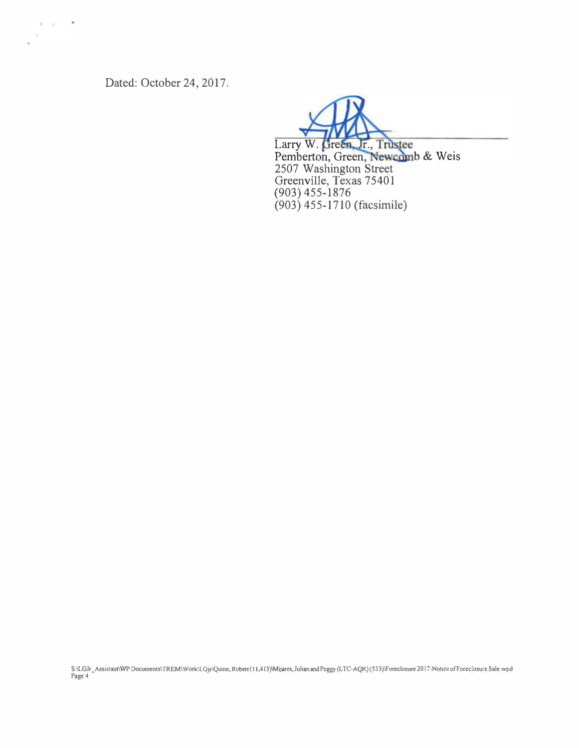Dated: October 24, 2017.

Larry W. Green, Jr., Trustee
Pemberton, Green, Newcomb & Weis
2507 Washington Street
Greenville, Texas 75401
(903) 455-1876
(903) 455-1710 (facsimile)

S:\LGJr_Assistant\WP Documents\TREM\Work\LGjr\Quinn, Robert (11,413)\Mijares, Julian and Peggy (LTC-AQR) (533)\Foreclosure 2017\Notice of Foreclosure Sale.wpd